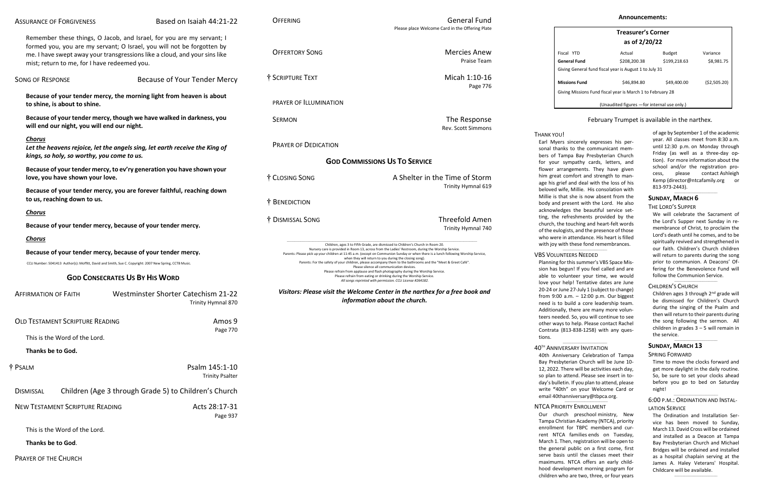ASSURANCE OF FORGIVENESS — Based on Isaiah 44:21-22

Remember these things, O Jacob, and Israel, for you are my servant; I formed you, you are my servant; O Israel, you will not be forgotten by me. I have swept away your transgressions like a cloud, and your sins like mist; return to me, for I have redeemed you.

SONG OF RESPONSE — Because of Your Tender Mercy

**Because of your tender mercy, the morning light from heaven is about to shine, is about to shine.**

**Because of your tender mercy, though we have walked in darkness, you will end our night, you will end our night.**

***Chorus***

***Let the heavens rejoice, let the angels sing, let earth receive the King of kings, so holy, so worthy, you come to us.***

**Because of your tender mercy, to ev'ry generation you have shown your love, you have shown your love.**

**Because of your tender mercy, you are forever faithful, reaching down to us, reaching down to us.**

***Chorus***

**Because of your tender mercy, because of your tender mercy.**

***Chorus***

**Because of your tender mercy, because of your tender mercy.**

CCLI Number: 5041413 Author(s): Moffitt, David and Smith, Sue C. Copyright: 2007 New Spring, CCTB Music.

## GOD CONSECRATES US BY HIS WORD

AFFIRMATION OF FAITH — Westminster Shorter Catechism 21-22, Trinity Hymnal 870

OLD TESTAMENT SCRIPTURE READING — Amos 9, Page 770

This is the Word of the Lord.

**Thanks be to God.**

† PSALM — Psalm 145:1-10, Trinity Psalter

DISMISSAL — Children (Age 3 through Grade 5) to Children's Church

NEW TESTAMENT SCRIPTURE READING — Acts 28:17-31, Page 937

This is the Word of the Lord.

**Thanks be to God**.

PRAYER OF THE CHURCH

OFFERING — General Fund

Please place Welcome Card in the Offering Plate

OFFERTORY SONG — Mercies Anew, Praise Team

† SCRIPTURE TEXT — Micah 1:10-16, Page 776

PRAYER OF ILLUMINATION

SERMON — The Response, Rev. Scott Simmons

PRAYER OF DEDICATION

## GOD COMMISSIONS US TO SERVICE

† CLOSING SONG — A Shelter in the Time of Storm, Trinity Hymnal 619

† BENEDICTION

† DISMISSAL SONG — Threefold Amen, Trinity Hymnal 740

Children, ages 3 to Fifth Grade, are dismissed to Children's Church in Room 20.
Nursery care is provided in Room 13, across from the Ladies' Restroom, during the Worship Service.
Parents: Please pick up your children at 11:45 a.m. (except on Communion Sunday or when there is a lunch following Worship Service, when they will return to you during the closing song).
Parents: For the safety of your children, please accompany them to the bathrooms and the "Meet & Greet Café".
Please silence all communication devices.
Please refrain from applause and flash photography during the Worship Service.
Please refrain from eating or drinking during the Worship Service.
*All songs reprinted with permission. CCLI License #264182.*

***Visitors: Please visit the Welcome Center in the narthex for a free book and information about the church.***

## Announcements:

**Treasurer's Corner**
**as of 2/20/22**

| Fiscal YTD | Actual | Budget | Variance |
|---|---|---|---|
| **General Fund** | $208,200.38 | $199,218.63 | $8,981.75 |
| Giving General fund fiscal year is August 1 to July 31 | | | |
| **Missions Fund** | $46,894.80 | $49,400.00 | ($2,505.20) |
| Giving Missions Fund fiscal year is March 1 to February 28 | | | |

(Unaudited figures —for internal use only.)

February Trumpet is available in the narthex.

THANK YOU!

Earl Myers sincerely expresses his personal thanks to the communicant members of Tampa Bay Presbyterian Church for your sympathy cards, letters, and flower arrangements. They have given him great comfort and strength to manage his grief and deal with the loss of his beloved wife, Millie. His consolation with Millie is that she is now absent from the body and present with the Lord. He also acknowledges the beautiful service setting, the refreshments provided by the church, the touching and heart-felt words of the eulogists, and the presence of those who were in attendance. His heart is filled with joy with these fond remembrances.

VBS VOLUNTEERS NEEDED

Planning for this summer's VBS Space Mission has begun! If you feel called and are able to volunteer your time, we would love your help! Tentative dates are June 20-24 or June 27-July 1 (subject to change) from 9:00 a.m. – 12:00 p.m. Our biggest need is to build a core leadership team. Additionally, there are many more volunteers needed. So, you will continue to see other ways to help. Please contact Rachel Contrata (813-838-1258) with any questions.

40TH ANNIVERSARY INVITATION

40th Anniversary Celebration of Tampa Bay Presbyterian Church will be June 10-12, 2022. There will be activities each day, so plan to attend. Please see insert in today's bulletin. If you plan to attend, please write "40th" on your Welcome Card or email 40thanniversary@tbpca.org.

NTCA PRIORITY ENROLLMENT

Our church preschool ministry, New Tampa Christian Academy (NTCA), priority enrollment for TBPC members and current NTCA families ends on Tuesday, March 1. Then, registration will be open to the general public on a first come, first serve basis until the classes meet their maximums. NTCA offers an early childhood development morning program for children who are two, three, or four years of age by September 1 of the academic year. All classes meet from 8:30 a.m. until 12:30 p.m. on Monday through Friday (as well as a three-day option). For more information about the school and/or the registration process, please contact Ashleigh Kemp (director@ntcafamily.org or 813-973-2443).

### SUNDAY, MARCH 6

THE LORD'S SUPPER

We will celebrate the Sacrament of the Lord's Supper next Sunday in remembrance of Christ, to proclaim the Lord's death until he comes, and to be spiritually revived and strengthened in our faith. Children's Church children will return to parents during the song prior to communion. A Deacons' Offering for the Benevolence Fund will follow the Communion Service.

CHILDREN'S CHURCH

Children ages 3 through 2nd grade will be dismissed for Children's Church during the singing of the Psalm and then will return to their parents during the song following the sermon. All children in grades 3 – 5 will remain in the service.

### SUNDAY, MARCH 13

SPRING FORWARD

Time to move the clocks forward and get more daylight in the daily routine. So, be sure to set your clocks ahead before you go to bed on Saturday night!

6:00 P.M.: ORDINATION AND INSTALLATION SERVICE

The Ordination and Installation Service has been moved to Sunday, March 13. David Cross will be ordained and installed as a Deacon at Tampa Bay Presbyterian Church and Michael Bridges will be ordained and installed as a hospital chaplain serving at the James A. Haley Veterans' Hospital. Childcare will be available.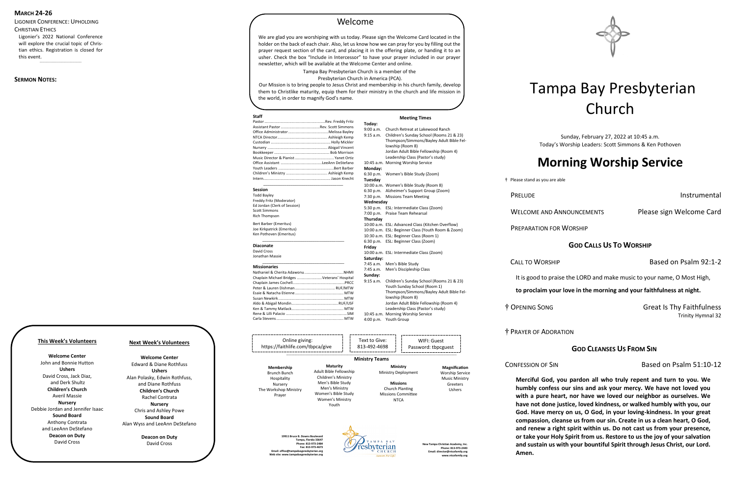**March 24-26**

Ligonier Conference: Upholding Christian Ethics

Ligonier's 2022 National Conference will explore the crucial topic of Christian ethics. Registration is closed for this event.

**Sermon Notes:**

### This Week's Volunteers

**Welcome Center**
John and Bonnie Hutton

**Ushers**
David Cross, Jack Diaz, and Derk Shultz

**Children's Church**
Averil Massie

**Nursery**
Debbie Jordan and Jennifer Isaac

**Sound Board**
Anthony Contrata and LeeAnn DeStefano

**Deacon on Duty**
David Cross

### Next Week's Volunteers

**Welcome Center**
Edward & Diane Rothfuss

**Ushers**
Alan Polasky, Edwin Rothfuss, and Diane Rothfuss

**Children's Church**
Rachel Contrata

**Nursery**
Chris and Ashley Powe

**Sound Board**
Alan Wyss and LeeAnn DeStefano

**Deacon on Duty**
David Cross

## Welcome

We are glad you are worshiping with us today. Please sign the Welcome Card located in the holder on the back of each chair. Also, let us know how we can pray for you by filling out the prayer request section of the card, and placing it in the offering plate, or handing it to an usher. Check the box "Include in Intercessor" to have your prayer included in our prayer newsletter, which will be available at the Welcome Center and online.

Tampa Bay Presbyterian Church is a member of the Presbyterian Church in America (PCA).

Our Mission is to bring people to Jesus Christ and membership in his church family, develop them to Christlike maturity, equip them for their ministry in the church and life mission in the world, in order to magnify God's name.

**Staff**

| | |
|---|---|
| Pastor | Rev. Freddy Fritz |
| Assistant Pastor | Rev. Scott Simmons |
| Office Administrator | Melissa Bayley |
| NTCA Director | Ashleigh Kemp |
| Custodian | Holly Mickler |
| Nursery | Abigail Vincent |
| Bookkeeper | Bob Morrison |
| Music Director & Pianist | Yanet Ortiz |
| Office Assistant | LeeAnn DeStefano |
| Youth Leaders | Bert Barber |
| Children's Ministry | Ashleigh Kemp |
| Intern | Jason Knecht |

**Session**

Todd Bayley
Freddy Fritz (Moderator)
Ed Jordan (Clerk of Session)
Scott Simmons
Rich Thompson

Bert Barber (Emeritus)
Joe Kirkpatrick (Emeritus)
Ken Pothoven (Emeritus)

**Diaconate**

David Cross
Jonathan Massie

**Missionaries**

| | |
|---|---|
| Nathaniel & Cherita Adawonu | NHMI |
| Chaplain Michael Bridges | Veterans' Hospital |
| Chaplain James Cochell | PRCC |
| Peter & Lauren Dishman | RUF/MTW |
| Esaie & Natacha Etienne | MTW |
| Susan Newkirk | MTW |
| Aldo & Abigail Mondin | RUF/USF |
| Ken & Tammy Matlack | MTW |
| Rene & Lilli Palacio | SIM |
| Carla Stevens | MTW |

**Meeting Times**

**Today:**
9:00 a.m. Church Retreat at Lakewood Ranch
9:15 a.m. Children's Sunday School (Rooms 21 & 23)
Thompson/Simmons/Bayley Adult Bible Fellowship (Room 8)
Jordan Adult Bible Fellowship (Room 4)
Leadership Class (Pastor's study)
10:45 a.m. Morning Worship Service

**Monday:**
6:30 p.m. Women's Bible Study (Zoom)

**Tuesday**
10:00 a.m. Women's Bible Study (Room 8)
6:30 p.m. Alzheimer's Support Group (Zoom)
7:30 p.m. Missions Team Meeting

**Wednesday**
5:30 p.m. ESL: Intermediate Class (Zoom)
7:00 p.m. Praise Team Rehearsal

**Thursday**
10:00 a.m. ESL: Advanced Class (Kitchen Overflow)
10:00 a.m. ESL: Beginner Class (Youth Room & Zoom)
10:30 a.m. ESL: Beginner Class (Room 1)
6:30 p.m. ESL: Beginner Class (Zoom)

**Friday**
10:00 a.m. ESL: Intermediate Class (Zoom)

**Saturday:**
7:45 a.m. Men's Bible Study
7:45 a.m. Men's Discipleship Class

**Sunday:**
9:15 a.m. Children's Sunday School (Rooms 21 & 23)
Youth Sunday School (Room 1)
Thompson/Simmons/Bayley Adult Bible Fellowship (Room 8)
Jordan Adult Bible Fellowship (Room 4)
Leadership Class (Pastor's study)
10:45 a.m. Morning Worship Service
4:00 p.m. Youth Group

Online giving: https://faithlife.com/tbpca/give

Text to Give: 813-492-4698

WIFI: Guest
Password: tbpcguest

**Ministry Teams**

| Membership | Maturity | Ministry | Magnification |
|---|---|---|---|
| Brunch Bunch | Adult Bible Fellowship | Ministry Deployment | Worship Service |
| Hospitality | Children's Ministry | **Missions** | Music Ministry |
| Nursery | Men's Bible Study | Church Planting | Greeters |
| The Workshop Ministry | Men's Ministry | Missions Committee | Ushers |
| Prayer | Women's Bible Study | NTCA | |
| | Women's Ministry | | |
| | Youth | | |

**19911 Bruce B. Downs Boulevard**
**Tampa, Florida 33647**
**Phone: 813-973-2484**
**Fax: 813-973-4673**
**Email: office@tampabaypresbyterian.org**
**Web site: www.tampabaypresbyterian.org**

Tampa Bay Presbyterian Church — Anchors For Life

**New Tampa Christian Academy, Inc.**
**Phone: 813-973-2443**
**Email: director@ntcafamily.org**
**www.ntcafamily.org**

# Tampa Bay Presbyterian Church

Sunday, February 27, 2022 at 10:45 a.m.
Today's Worship Leaders: Scott Simmons & Ken Pothoven

# Morning Worship Service

† Please stand as you are able

Prelude — Instrumental

Welcome and Announcements — Please sign Welcome Card

Preparation for Worship

## God Calls Us To Worship

Call to Worship — Based on Psalm 92:1-2

It is good to praise the LORD and make music to your name, O Most High,

**to proclaim your love in the morning and your faithfulness at night.**

† Opening Song — Great Is Thy Faithfulness
Trinity Hymnal 32

† Prayer of Adoration

## God Cleanses Us From Sin

Confession of Sin — Based on Psalm 51:10-12

**Merciful God, you pardon all who truly repent and turn to you. We humbly confess our sins and ask your mercy. We have not loved you with a pure heart, nor have we loved our neighbor as ourselves. We have not done justice, loved kindness, or walked humbly with you, our God. Have mercy on us, O God, in your loving-kindness. In your great compassion, cleanse us from our sin. Create in us a clean heart, O God, and renew a right spirit within us. Do not cast us from your presence, or take your Holy Spirit from us. Restore to us the joy of your salvation and sustain us with your bountiful Spirit through Jesus Christ, our Lord. Amen.**